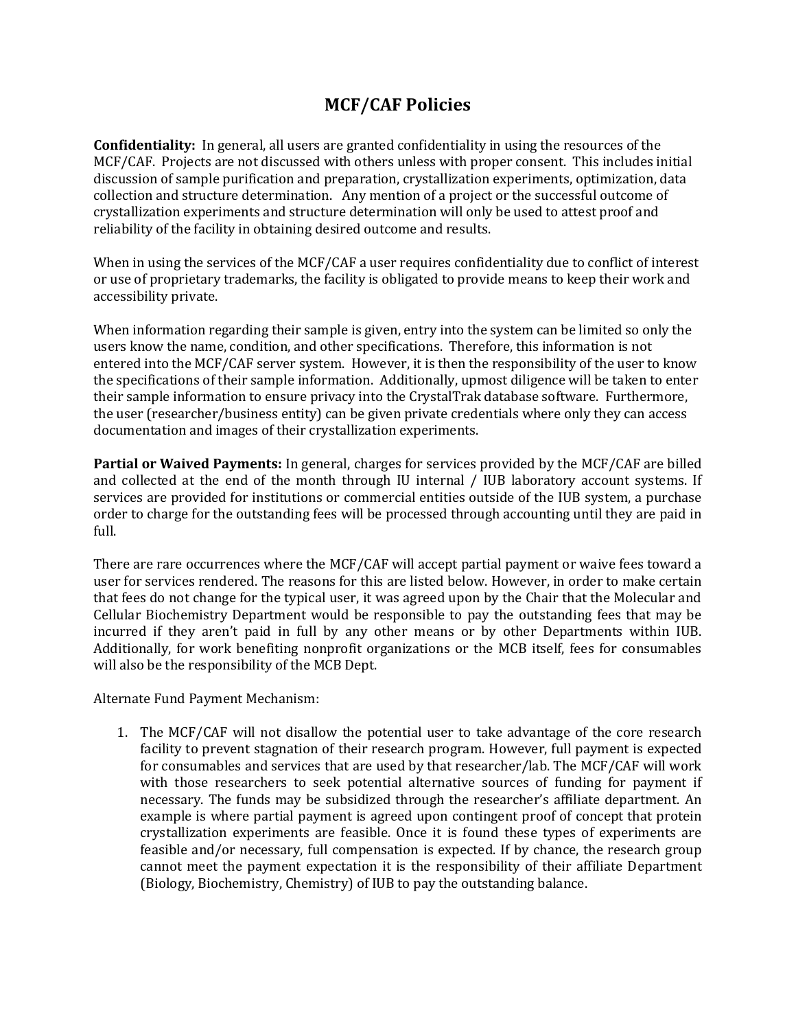# MCF/CAF Policies

**Confidentiality:** In general, all users are granted confidentiality in using the resources of the MCF/CAF. Projects are not discussed with others unless with proper consent. This includes initial discussion of sample purification and preparation, crystallization experiments, optimization, data collection and structure determination. Any mention of a project or the successful outcome of crystallization experiments and structure determination will only be used to attest proof and reliability of the facility in obtaining desired outcome and results.

When in using the services of the MCF/CAF a user requires confidentiality due to conflict of interest or use of proprietary trademarks, the facility is obligated to provide means to keep their work and accessibility private.

When information regarding their sample is given, entry into the system can be limited so only the users know the name, condition, and other specifications. Therefore, this information is not entered into the MCF/CAF server system. However, it is then the responsibility of the user to know the specifications of their sample information. Additionally, upmost diligence will be taken to enter their sample information to ensure privacy into the CrystalTrak database software. Furthermore, the user (researcher/business entity) can be given private credentials where only they can access documentation and images of their crystallization experiments.

**Partial or Waived Payments:** In general, charges for services provided by the MCF/CAF are billed and collected at the end of the month through IU internal / IUB laboratory account systems. If services are provided for institutions or commercial entities outside of the IUB system, a purchase order to charge for the outstanding fees will be processed through accounting until they are paid in full.

There are rare occurrences where the MCF/CAF will accept partial payment or waive fees toward a user for services rendered. The reasons for this are listed below. However, in order to make certain that fees do not change for the typical user, it was agreed upon by the Chair that the Molecular and Cellular Biochemistry Department would be responsible to pay the outstanding fees that may be incurred if they aren't paid in full by any other means or by other Departments within IUB. Additionally, for work benefiting nonprofit organizations or the MCB itself, fees for consumables will also be the responsibility of the MCB Dept.

Alternate Fund Payment Mechanism:

1. The MCF/CAF will not disallow the potential user to take advantage of the core research facility to prevent stagnation of their research program. However, full payment is expected for consumables and services that are used by that researcher/lab. The MCF/CAF will work with those researchers to seek potential alternative sources of funding for payment if necessary. The funds may be subsidized through the researcher's affiliate department. An example is where partial payment is agreed upon contingent proof of concept that protein crystallization experiments are feasible. Once it is found these types of experiments are feasible and/or necessary, full compensation is expected. If by chance, the research group cannot meet the payment expectation it is the responsibility of their affiliate Department (Biology, Biochemistry, Chemistry) of IUB to pay the outstanding balance.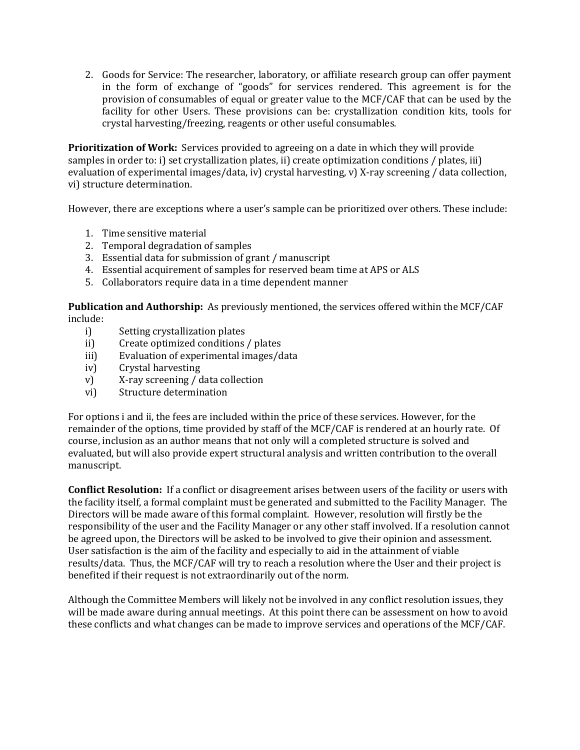2. Goods for Service: The researcher, laboratory, or affiliate research group can offer payment in the form of exchange of "goods" for services rendered. This agreement is for the provision of consumables of equal or greater value to the MCF/CAF that can be used by the facility for other Users. These provisions can be: crystallization condition kits, tools for crystal harvesting/freezing, reagents or other useful consumables.

**Prioritization of Work:** Services provided to agreeing on a date in which they will provide samples in order to: i) set crystallization plates, ii) create optimization conditions / plates, iii) evaluation of experimental images/data, iv) crystal harvesting, v) X-ray screening / data collection, vi) structure determination.

However, there are exceptions where a user's sample can be prioritized over others. These include:

1. Time sensitive material
2. Temporal degradation of samples
3. Essential data for submission of grant / manuscript
4. Essential acquirement of samples for reserved beam time at APS or ALS
5. Collaborators require data in a time dependent manner

**Publication and Authorship:** As previously mentioned, the services offered within the MCF/CAF include:

- i) Setting crystallization plates
- ii) Create optimized conditions / plates
- iii) Evaluation of experimental images/data
- iv) Crystal harvesting
- v) X-ray screening / data collection
- vi) Structure determination

For options i and ii, the fees are included within the price of these services. However, for the remainder of the options, time provided by staff of the MCF/CAF is rendered at an hourly rate. Of course, inclusion as an author means that not only will a completed structure is solved and evaluated, but will also provide expert structural analysis and written contribution to the overall manuscript.

**Conflict Resolution:** If a conflict or disagreement arises between users of the facility or users with the facility itself, a formal complaint must be generated and submitted to the Facility Manager. The Directors will be made aware of this formal complaint. However, resolution will firstly be the responsibility of the user and the Facility Manager or any other staff involved. If a resolution cannot be agreed upon, the Directors will be asked to be involved to give their opinion and assessment. User satisfaction is the aim of the facility and especially to aid in the attainment of viable results/data. Thus, the MCF/CAF will try to reach a resolution where the User and their project is benefited if their request is not extraordinarily out of the norm.

Although the Committee Members will likely not be involved in any conflict resolution issues, they will be made aware during annual meetings. At this point there can be assessment on how to avoid these conflicts and what changes can be made to improve services and operations of the MCF/CAF.